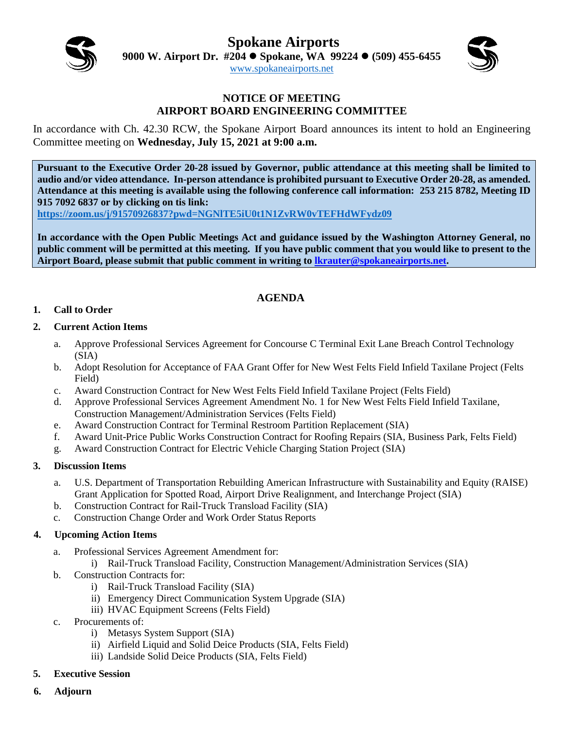# Spokane Airports

**9000 W. Airport Dr. #204 ● Spokane, WA 99224 ● (509) 455-6455**

www.spokaneairports.net

## NOTICE OF MEETING
## AIRPORT BOARD ENGINEERING COMMITTEE

In accordance with Ch. 42.30 RCW, the Spokane Airport Board announces its intent to hold an Engineering Committee meeting on **Wednesday, July 15, 2021 at 9:00 a.m.**

**Pursuant to the Executive Order 20-28 issued by Governor, public attendance at this meeting shall be limited to audio and/or video attendance. In-person attendance is prohibited pursuant to Executive Order 20-28, as amended. Attendance at this meeting is available using the following conference call information: 253 215 8782, Meeting ID 915 7092 6837 or by clicking on tis link:**
**https://zoom.us/j/91570926837?pwd=NGNlTE5iU0t1N1ZvRW0vTEFHdWFydz09**

**In accordance with the Open Public Meetings Act and guidance issued by the Washington Attorney General, no public comment will be permitted at this meeting. If you have public comment that you would like to present to the Airport Board, please submit that public comment in writing to lkrauter@spokaneairports.net.**

## AGENDA

1. **Call to Order**
2. **Current Action Items**
   a. Approve Professional Services Agreement for Concourse C Terminal Exit Lane Breach Control Technology (SIA)
   b. Adopt Resolution for Acceptance of FAA Grant Offer for New West Felts Field Infield Taxilane Project (Felts Field)
   c. Award Construction Contract for New West Felts Field Infield Taxilane Project (Felts Field)
   d. Approve Professional Services Agreement Amendment No. 1 for New West Felts Field Infield Taxilane, Construction Management/Administration Services (Felts Field)
   e. Award Construction Contract for Terminal Restroom Partition Replacement (SIA)
   f. Award Unit-Price Public Works Construction Contract for Roofing Repairs (SIA, Business Park, Felts Field)
   g. Award Construction Contract for Electric Vehicle Charging Station Project (SIA)
3. **Discussion Items**
   a. U.S. Department of Transportation Rebuilding American Infrastructure with Sustainability and Equity (RAISE) Grant Application for Spotted Road, Airport Drive Realignment, and Interchange Project (SIA)
   b. Construction Contract for Rail-Truck Transload Facility (SIA)
   c. Construction Change Order and Work Order Status Reports
4. **Upcoming Action Items**
   a. Professional Services Agreement Amendment for:
      i) Rail-Truck Transload Facility, Construction Management/Administration Services (SIA)
   b. Construction Contracts for:
      i) Rail-Truck Transload Facility (SIA)
      ii) Emergency Direct Communication System Upgrade (SIA)
      iii) HVAC Equipment Screens (Felts Field)
   c. Procurements of:
      i) Metasys System Support (SIA)
      ii) Airfield Liquid and Solid Deice Products (SIA, Felts Field)
      iii) Landside Solid Deice Products (SIA, Felts Field)
5. **Executive Session**
6. **Adjourn**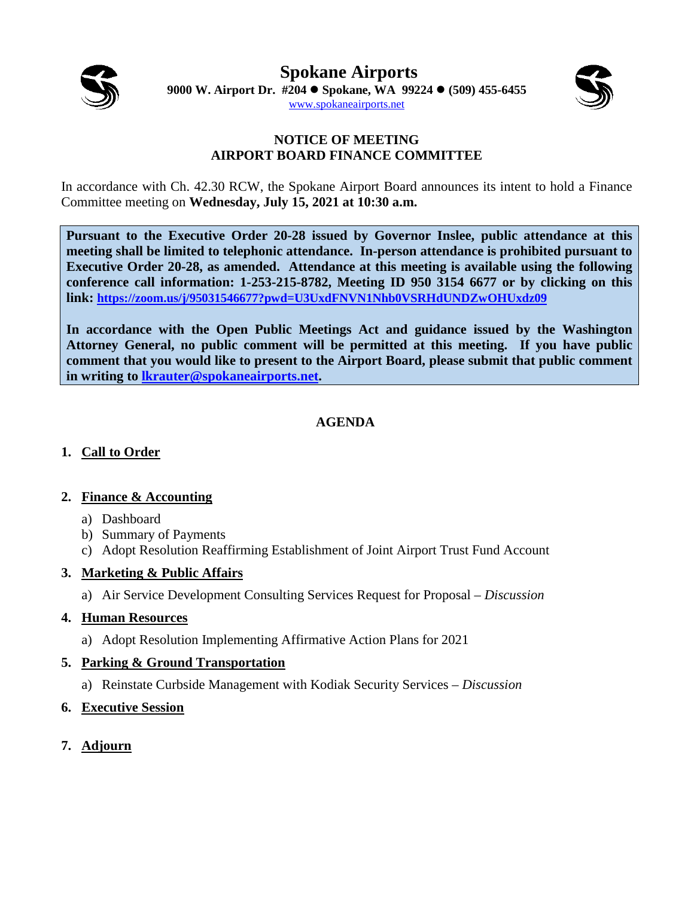# Spokane Airports

**9000 W. Airport Dr. #204 ● Spokane, WA 99224 ● (509) 455-6455**

www.spokaneairports.net

## NOTICE OF MEETING
## AIRPORT BOARD FINANCE COMMITTEE

In accordance with Ch. 42.30 RCW, the Spokane Airport Board announces its intent to hold a Finance Committee meeting on **Wednesday, July 15, 2021 at 10:30 a.m.**

**Pursuant to the Executive Order 20-28 issued by Governor Inslee, public attendance at this meeting shall be limited to telephonic attendance. In-person attendance is prohibited pursuant to Executive Order 20-28, as amended. Attendance at this meeting is available using the following conference call information: 1-253-215-8782, Meeting ID 950 3154 6677 or by clicking on this link: https://zoom.us/j/95031546677?pwd=U3UxdFNVN1Nhb0VSRHdUNDZwOHUxdz09**

**In accordance with the Open Public Meetings Act and guidance issued by the Washington Attorney General, no public comment will be permitted at this meeting. If you have public comment that you would like to present to the Airport Board, please submit that public comment in writing to lkrauter@spokaneairports.net.**

## AGENDA

1. **Call to Order**

2. **Finance & Accounting**
   a) Dashboard
   b) Summary of Payments
   c) Adopt Resolution Reaffirming Establishment of Joint Airport Trust Fund Account

3. **Marketing & Public Affairs**
   a) Air Service Development Consulting Services Request for Proposal – *Discussion*

4. **Human Resources**
   a) Adopt Resolution Implementing Affirmative Action Plans for 2021

5. **Parking & Ground Transportation**
   a) Reinstate Curbside Management with Kodiak Security Services – *Discussion*

6. **Executive Session**

7. **Adjourn**